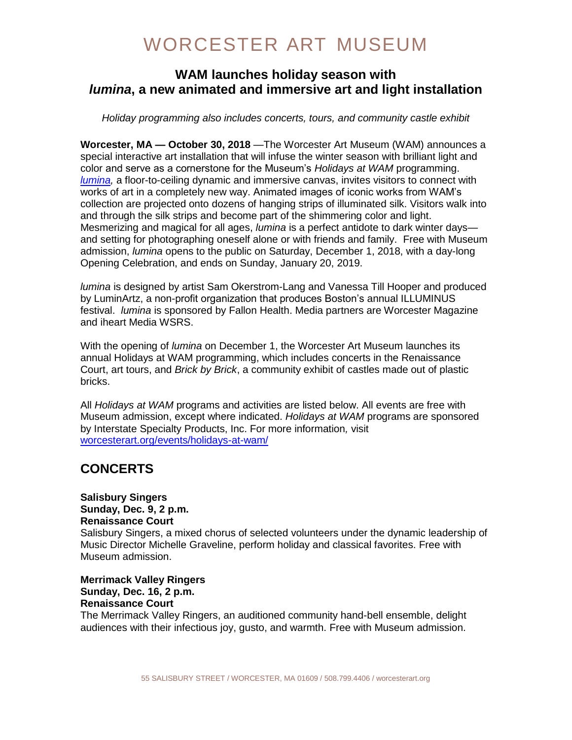# WORCESTER ART MUSEUM

## WAM launches holiday season with *lumina*, a new animated and immersive art and light installation

*Holiday programming also includes concerts, tours, and community castle exhibit*

**Worcester, MA — October 30, 2018** —The Worcester Art Museum (WAM) announces a special interactive art installation that will infuse the winter season with brilliant light and color and serve as a cornerstone for the Museum's *Holidays at WAM* programming. *lumina,* a floor-to-ceiling dynamic and immersive canvas, invites visitors to connect with works of art in a completely new way. Animated images of iconic works from WAM's collection are projected onto dozens of hanging strips of illuminated silk. Visitors walk into and through the silk strips and become part of the shimmering color and light. Mesmerizing and magical for all ages, *lumina* is a perfect antidote to dark winter days—and setting for photographing oneself alone or with friends and family. Free with Museum admission, *lumina* opens to the public on Saturday, December 1, 2018, with a day-long Opening Celebration, and ends on Sunday, January 20, 2019.

*lumina* is designed by artist Sam Okerstrom-Lang and Vanessa Till Hooper and produced by LuminArtz, a non-profit organization that produces Boston's annual ILLUMINUS festival. *lumina* is sponsored by Fallon Health. Media partners are Worcester Magazine and iheart Media WSRS.

With the opening of *lumina* on December 1, the Worcester Art Museum launches its annual Holidays at WAM programming, which includes concerts in the Renaissance Court, art tours, and *Brick by Brick*, a community exhibit of castles made out of plastic bricks.

All *Holidays at WAM* programs and activities are listed below. All events are free with Museum admission, except where indicated. *Holidays at WAM* programs are sponsored by Interstate Specialty Products, Inc. For more information, visit worcesterart.org/events/holidays-at-wam/

## CONCERTS

**Salisbury Singers**
**Sunday, Dec. 9, 2 p.m.**
**Renaissance Court**
Salisbury Singers, a mixed chorus of selected volunteers under the dynamic leadership of Music Director Michelle Graveline, perform holiday and classical favorites. Free with Museum admission.

**Merrimack Valley Ringers**
**Sunday, Dec. 16, 2 p.m.**
**Renaissance Court**
The Merrimack Valley Ringers, an auditioned community hand-bell ensemble, delight audiences with their infectious joy, gusto, and warmth. Free with Museum admission.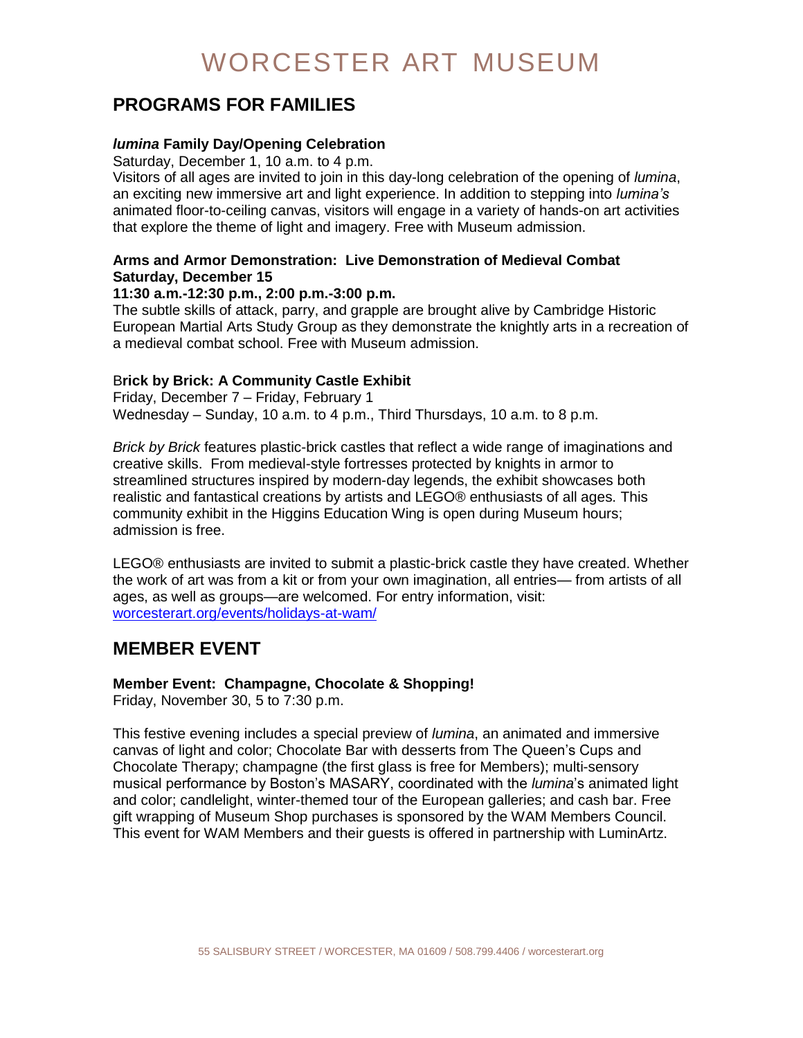# WORCESTER ART MUSEUM

## PROGRAMS FOR FAMILIES

### ***lumina*** **Family Day/Opening Celebration**

Saturday, December 1, 10 a.m. to 4 p.m.
Visitors of all ages are invited to join in this day-long celebration of the opening of *lumina*, an exciting new immersive art and light experience. In addition to stepping into *lumina's* animated floor-to-ceiling canvas, visitors will engage in a variety of hands-on art activities that explore the theme of light and imagery. Free with Museum admission.

### **Arms and Armor Demonstration: Live Demonstration of Medieval Combat**

**Saturday, December 15**
**11:30 a.m.-12:30 p.m., 2:00 p.m.-3:00 p.m.**
The subtle skills of attack, parry, and grapple are brought alive by Cambridge Historic European Martial Arts Study Group as they demonstrate the knightly arts in a recreation of a medieval combat school. Free with Museum admission.

### B**rick by Brick: A Community Castle Exhibit**

Friday, December 7 – Friday, February 1
Wednesday – Sunday, 10 a.m. to 4 p.m., Third Thursdays, 10 a.m. to 8 p.m.

*Brick by Brick* features plastic-brick castles that reflect a wide range of imaginations and creative skills. From medieval-style fortresses protected by knights in armor to streamlined structures inspired by modern-day legends, the exhibit showcases both realistic and fantastical creations by artists and LEGO® enthusiasts of all ages. This community exhibit in the Higgins Education Wing is open during Museum hours; admission is free.

LEGO® enthusiasts are invited to submit a plastic-brick castle they have created. Whether the work of art was from a kit or from your own imagination, all entries— from artists of all ages, as well as groups—are welcomed. For entry information, visit: worcesterart.org/events/holidays-at-wam/

## MEMBER EVENT

### **Member Event: Champagne, Chocolate & Shopping!**

Friday, November 30, 5 to 7:30 p.m.

This festive evening includes a special preview of *lumina*, an animated and immersive canvas of light and color; Chocolate Bar with desserts from The Queen's Cups and Chocolate Therapy; champagne (the first glass is free for Members); multi-sensory musical performance by Boston's MASARY, coordinated with the *lumina*'s animated light and color; candlelight, winter-themed tour of the European galleries; and cash bar. Free gift wrapping of Museum Shop purchases is sponsored by the WAM Members Council. This event for WAM Members and their guests is offered in partnership with LuminArtz.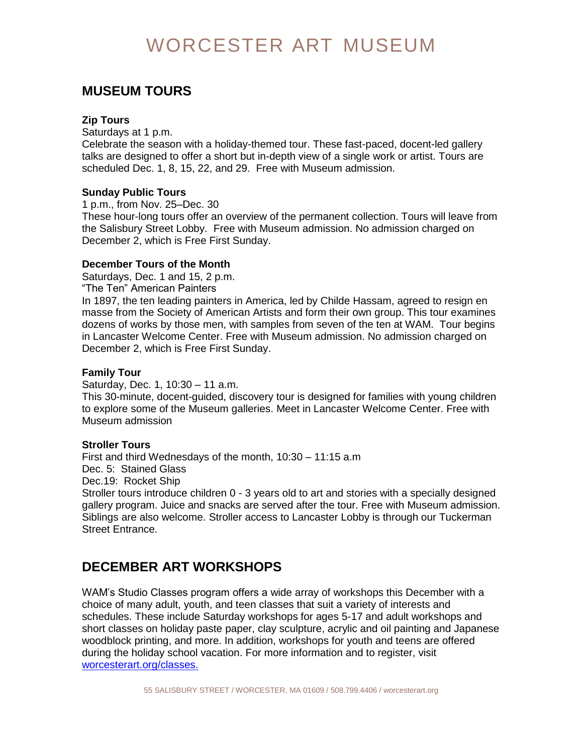# WORCESTER ART MUSEUM

## MUSEUM TOURS

**Zip Tours**

Saturdays at 1 p.m.

Celebrate the season with a holiday-themed tour. These fast-paced, docent-led gallery talks are designed to offer a short but in-depth view of a single work or artist. Tours are scheduled Dec. 1, 8, 15, 22, and 29. Free with Museum admission.

**Sunday Public Tours**

1 p.m., from Nov. 25–Dec. 30

These hour-long tours offer an overview of the permanent collection. Tours will leave from the Salisbury Street Lobby. Free with Museum admission. No admission charged on December 2, which is Free First Sunday.

**December Tours of the Month**

Saturdays, Dec. 1 and 15, 2 p.m.

"The Ten" American Painters

In 1897, the ten leading painters in America, led by Childe Hassam, agreed to resign en masse from the Society of American Artists and form their own group. This tour examines dozens of works by those men, with samples from seven of the ten at WAM. Tour begins in Lancaster Welcome Center. Free with Museum admission. No admission charged on December 2, which is Free First Sunday.

**Family Tour**

Saturday, Dec. 1, 10:30 – 11 a.m.

This 30-minute, docent-guided, discovery tour is designed for families with young children to explore some of the Museum galleries. Meet in Lancaster Welcome Center. Free with Museum admission

**Stroller Tours**

First and third Wednesdays of the month, 10:30 – 11:15 a.m

Dec. 5: Stained Glass

Dec.19: Rocket Ship

Stroller tours introduce children 0 - 3 years old to art and stories with a specially designed gallery program. Juice and snacks are served after the tour. Free with Museum admission. Siblings are also welcome. Stroller access to Lancaster Lobby is through our Tuckerman Street Entrance.

## DECEMBER ART WORKSHOPS

WAM's Studio Classes program offers a wide array of workshops this December with a choice of many adult, youth, and teen classes that suit a variety of interests and schedules. These include Saturday workshops for ages 5-17 and adult workshops and short classes on holiday paste paper, clay sculpture, acrylic and oil painting and Japanese woodblock printing, and more. In addition, workshops for youth and teens are offered during the holiday school vacation. For more information and to register, visit [worcesterart.org/classes.](worcesterart.org/classes)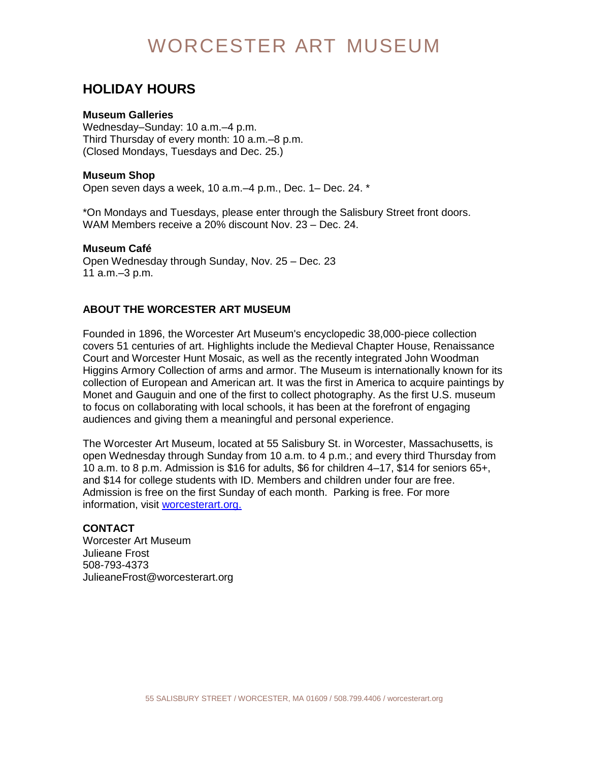# WORCESTER ART MUSEUM

## HOLIDAY HOURS

**Museum Galleries**
Wednesday–Sunday: 10 a.m.–4 p.m.
Third Thursday of every month: 10 a.m.–8 p.m.
(Closed Mondays, Tuesdays and Dec. 25.)

**Museum Shop**
Open seven days a week, 10 a.m.–4 p.m., Dec. 1– Dec. 24. *

*On Mondays and Tuesdays, please enter through the Salisbury Street front doors.
WAM Members receive a 20% discount Nov. 23 – Dec. 24.

**Museum Café**
Open Wednesday through Sunday, Nov. 25 – Dec. 23
11 a.m.–3 p.m.

**ABOUT THE WORCESTER ART MUSEUM**

Founded in 1896, the Worcester Art Museum's encyclopedic 38,000-piece collection covers 51 centuries of art. Highlights include the Medieval Chapter House, Renaissance Court and Worcester Hunt Mosaic, as well as the recently integrated John Woodman Higgins Armory Collection of arms and armor. The Museum is internationally known for its collection of European and American art. It was the first in America to acquire paintings by Monet and Gauguin and one of the first to collect photography. As the first U.S. museum to focus on collaborating with local schools, it has been at the forefront of engaging audiences and giving them a meaningful and personal experience.

The Worcester Art Museum, located at 55 Salisbury St. in Worcester, Massachusetts, is open Wednesday through Sunday from 10 a.m. to 4 p.m.; and every third Thursday from 10 a.m. to 8 p.m. Admission is $16 for adults, $6 for children 4–17, $14 for seniors 65+, and $14 for college students with ID. Members and children under four are free. Admission is free on the first Sunday of each month. Parking is free. For more information, visit [worcesterart.org.](worcesterart.org)

**CONTACT**
Worcester Art Museum
Julieane Frost
508-793-4373
JulieaneFrost@worcesterart.org

55 SALISBURY STREET / WORCESTER, MA 01609 / 508.799.4406 / worcesterart.org